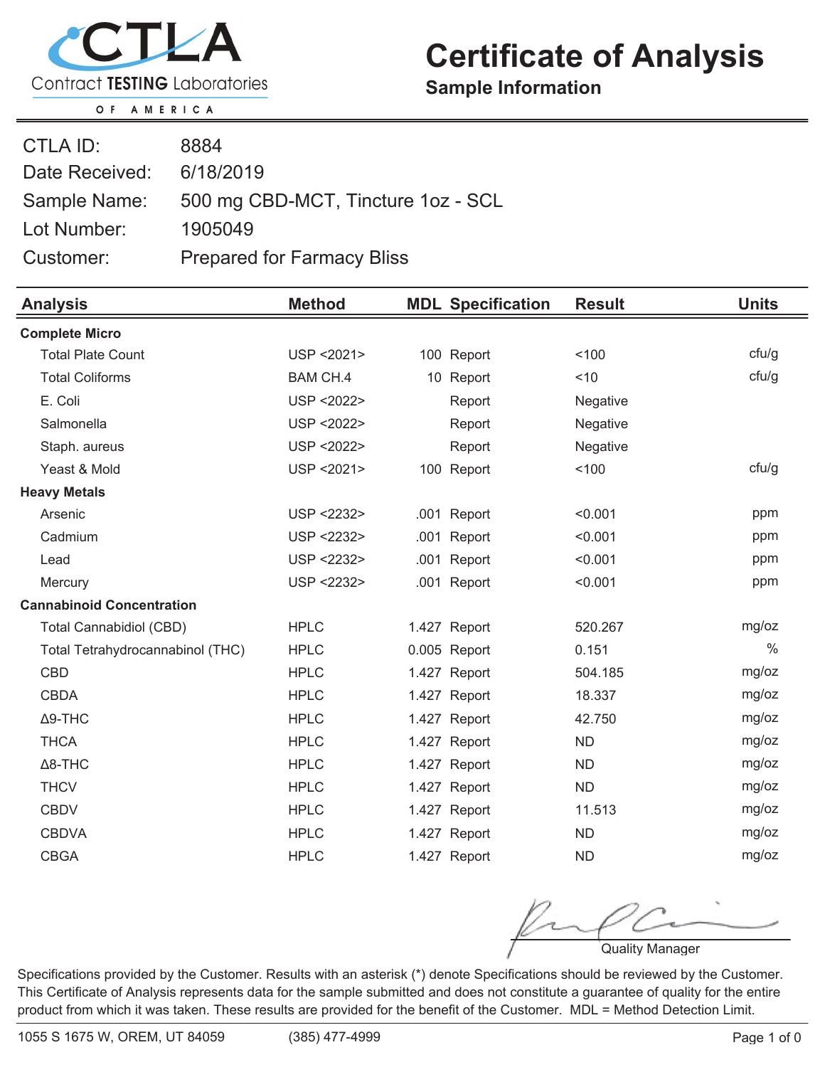# Certificate of Analysis

## Sample Information

CTLA — Contract TESTING Laboratories OF AMERICA

| | |
|---|---|
| CTLA ID: | 8884 |
| Date Received: | 6/18/2019 |
| Sample Name: | 500 mg CBD-MCT, Tincture 1oz - SCL |
| Lot Number: | 1905049 |
| Customer: | Prepared for Farmacy Bliss |

| Analysis | Method | MDL | Specification | Result | Units |
|---|---|---|---|---|---|
| **Complete Micro** | | | | | |
| Total Plate Count | USP <2021> | 100 | Report | <100 | cfu/g |
| Total Coliforms | BAM CH.4 | 10 | Report | <10 | cfu/g |
| E. Coli | USP <2022> | | Report | Negative | |
| Salmonella | USP <2022> | | Report | Negative | |
| Staph. aureus | USP <2022> | | Report | Negative | |
| Yeast & Mold | USP <2021> | 100 | Report | <100 | cfu/g |
| **Heavy Metals** | | | | | |
| Arsenic | USP <2232> | .001 | Report | <0.001 | ppm |
| Cadmium | USP <2232> | .001 | Report | <0.001 | ppm |
| Lead | USP <2232> | .001 | Report | <0.001 | ppm |
| Mercury | USP <2232> | .001 | Report | <0.001 | ppm |
| **Cannabinoid Concentration** | | | | | |
| Total Cannabidiol (CBD) | HPLC | 1.427 | Report | 520.267 | mg/oz |
| Total Tetrahydrocannabinol (THC) | HPLC | 0.005 | Report | 0.151 | % |
| CBD | HPLC | 1.427 | Report | 504.185 | mg/oz |
| CBDA | HPLC | 1.427 | Report | 18.337 | mg/oz |
| Δ9-THC | HPLC | 1.427 | Report | 42.750 | mg/oz |
| THCA | HPLC | 1.427 | Report | ND | mg/oz |
| Δ8-THC | HPLC | 1.427 | Report | ND | mg/oz |
| THCV | HPLC | 1.427 | Report | ND | mg/oz |
| CBDV | HPLC | 1.427 | Report | 11.513 | mg/oz |
| CBDVA | HPLC | 1.427 | Report | ND | mg/oz |
| CBGA | HPLC | 1.427 | Report | ND | mg/oz |

Quality Manager

Specifications provided by the Customer. Results with an asterisk (*) denote Specifications should be reviewed by the Customer. This Certificate of Analysis represents data for the sample submitted and does not constitute a guarantee of quality for the entire product from which it was taken. These results are provided for the benefit of the Customer. MDL = Method Detection Limit.

1055 S 1675 W, OREM, UT 84059 (385) 477-4999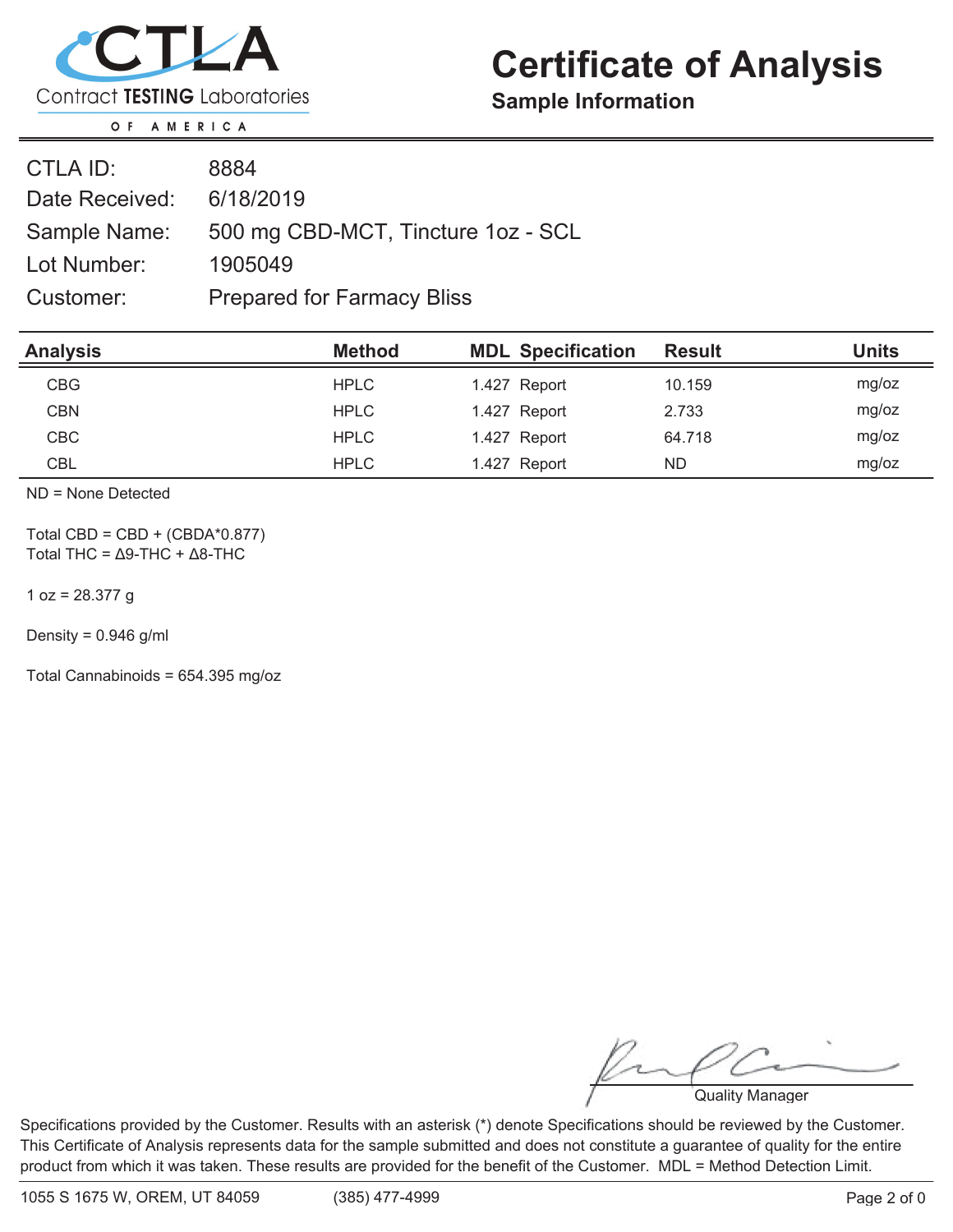# Certificate of Analysis

## Sample Information

CTLA ID: 8884

Date Received: 6/18/2019

Sample Name: 500 mg CBD-MCT, Tincture 1oz - SCL

Lot Number: 1905049

Customer: Prepared for Farmacy Bliss

| Analysis | Method | MDL | Specification | Result | Units |
|---|---|---|---|---|---|
| CBG | HPLC | 1.427 | Report | 10.159 | mg/oz |
| CBN | HPLC | 1.427 | Report | 2.733 | mg/oz |
| CBC | HPLC | 1.427 | Report | 64.718 | mg/oz |
| CBL | HPLC | 1.427 | Report | ND | mg/oz |

ND = None Detected

Total CBD = CBD + (CBDA*0.877)
Total THC = Δ9-THC + Δ8-THC

1 oz = 28.377 g

Density = 0.946 g/ml

Total Cannabinoids = 654.395 mg/oz

Quality Manager

Specifications provided by the Customer. Results with an asterisk (*) denote Specifications should be reviewed by the Customer. This Certificate of Analysis represents data for the sample submitted and does not constitute a guarantee of quality for the entire product from which it was taken. These results are provided for the benefit of the Customer. MDL = Method Detection Limit.

1055 S 1675 W, OREM, UT 84059 (385) 477-4999